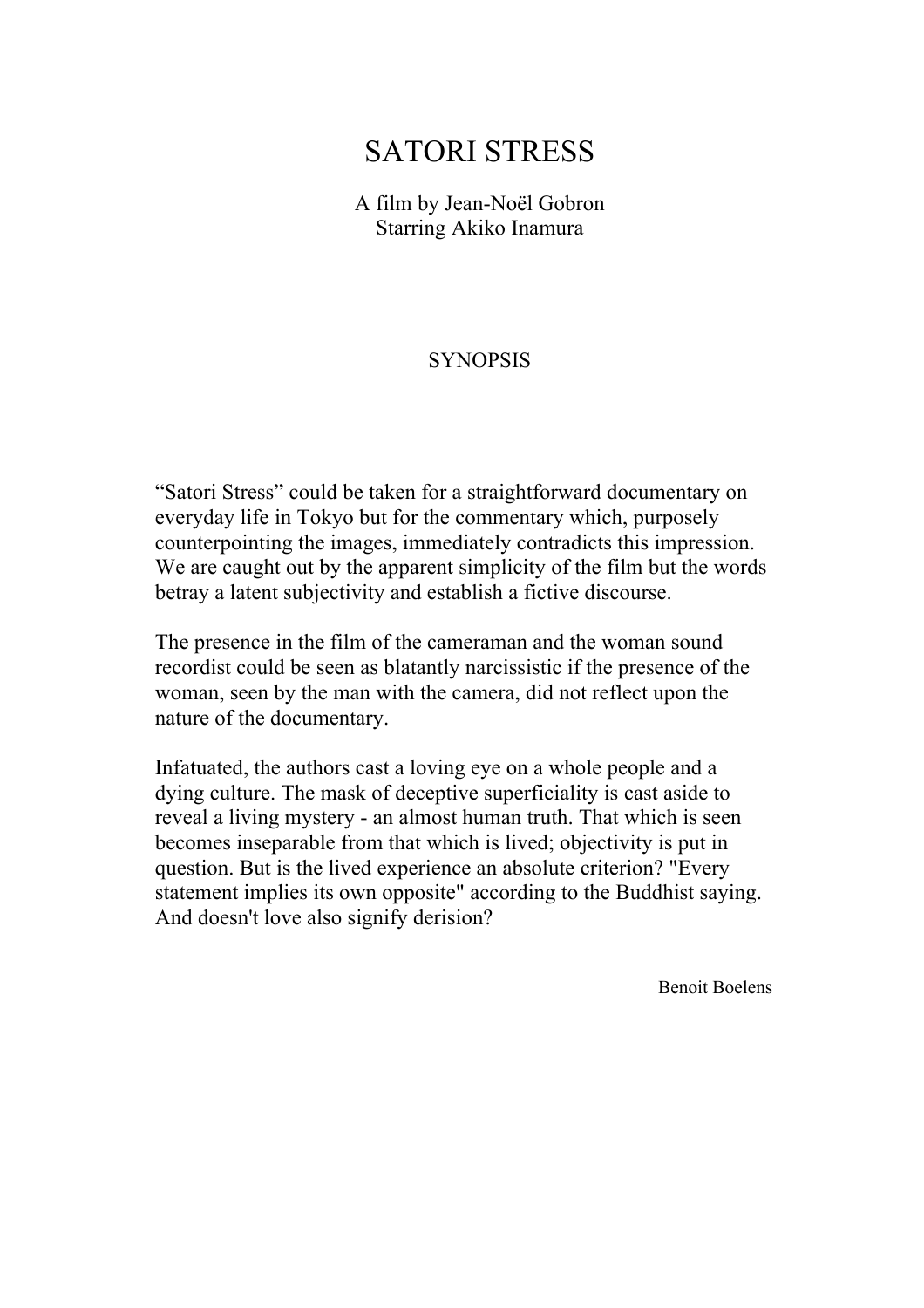# SATORI STRESS

A film by Jean-Noël Gobron
Starring Akiko Inamura

## SYNOPSIS

“Satori Stress” could be taken for a straightforward documentary on everyday life in Tokyo but for the commentary which, purposely counterpointing the images, immediately contradicts this impression. We are caught out by the apparent simplicity of the film but the words betray a latent subjectivity and establish a fictive discourse.

The presence in the film of the cameraman and the woman sound recordist could be seen as blatantly narcissistic if the presence of the woman, seen by the man with the camera, did not reflect upon the nature of the documentary.

Infatuated, the authors cast a loving eye on a whole people and a dying culture. The mask of deceptive superficiality is cast aside to reveal a living mystery - an almost human truth. That which is seen becomes inseparable from that which is lived; objectivity is put in question. But is the lived experience an absolute criterion? "Every statement implies its own opposite" according to the Buddhist saying. And doesn't love also signify derision?

Benoit Boelens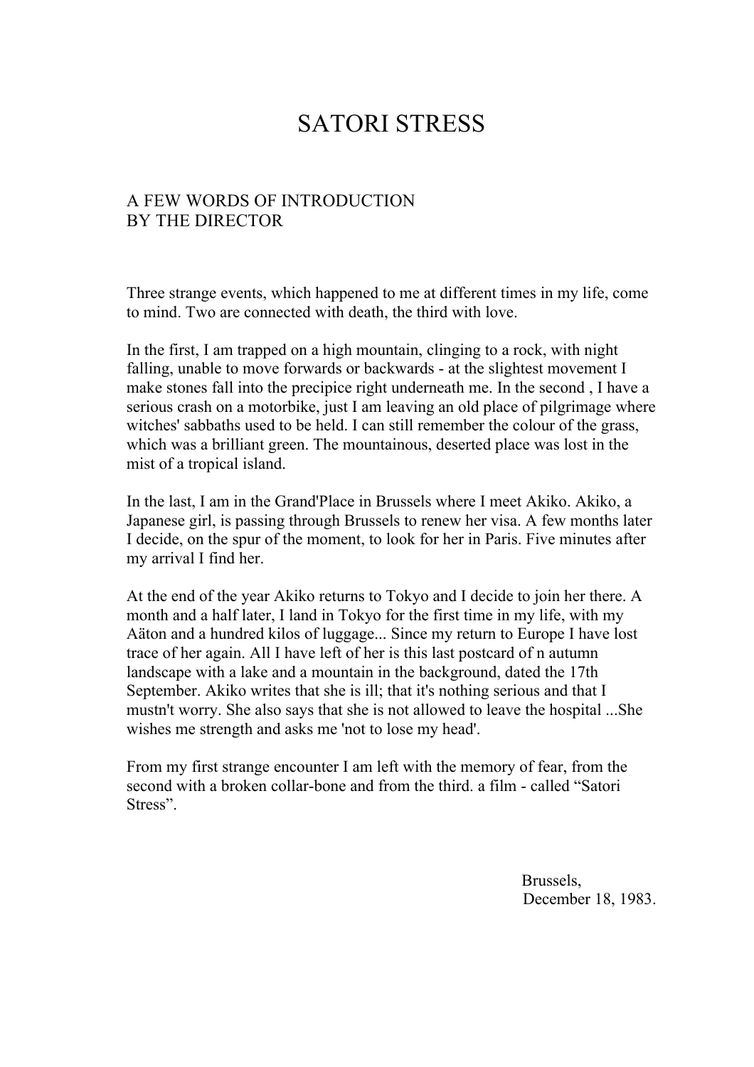# SATORI STRESS

## A FEW WORDS OF INTRODUCTION
## BY THE DIRECTOR

Three strange events, which happened to me at different times in my life, come to mind. Two are connected with death, the third with love.

In the first, I am trapped on a high mountain, clinging to a rock, with night falling, unable to move forwards or backwards - at the slightest movement I make stones fall into the precipice right underneath me. In the second , I have a serious crash on a motorbike, just I am leaving an old place of pilgrimage where witches' sabbaths used to be held. I can still remember the colour of the grass, which was a brilliant green. The mountainous, deserted place was lost in the mist of a tropical island.

In the last, I am in the Grand'Place in Brussels where I meet Akiko. Akiko, a Japanese girl, is passing through Brussels to renew her visa. A few months later I decide, on the spur of the moment, to look for her in Paris. Five minutes after my arrival I find her.

At the end of the year Akiko returns to Tokyo and I decide to join her there. A month and a half later, I land in Tokyo for the first time in my life, with my Aäton and a hundred kilos of luggage... Since my return to Europe I have lost trace of her again. All I have left of her is this last postcard of n autumn landscape with a lake and a mountain in the background, dated the 17th September. Akiko writes that she is ill; that it's nothing serious and that I mustn't worry. She also says that she is not allowed to leave the hospital ...She wishes me strength and asks me 'not to lose my head'.

From my first strange encounter I am left with the memory of fear, from the second with a broken collar-bone and from the third. a film - called “Satori Stress”.

Brussels,
December 18, 1983.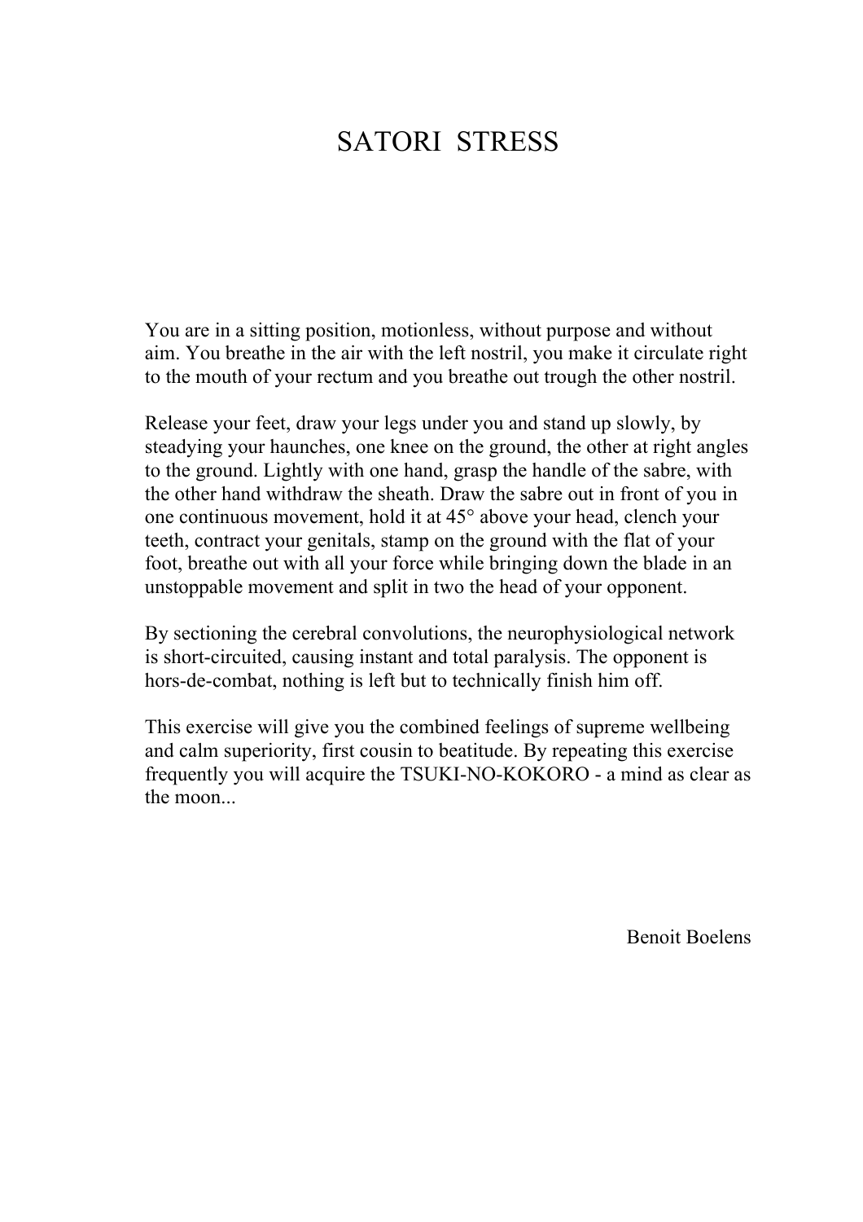# SATORI STRESS

You are in a sitting position, motionless, without purpose and without aim. You breathe in the air with the left nostril, you make it circulate right to the mouth of your rectum and you breathe out trough the other nostril.

Release your feet, draw your legs under you and stand up slowly, by steadying your haunches, one knee on the ground, the other at right angles to the ground. Lightly with one hand, grasp the handle of the sabre, with the other hand withdraw the sheath. Draw the sabre out in front of you in one continuous movement, hold it at 45° above your head, clench your teeth, contract your genitals, stamp on the ground with the flat of your foot, breathe out with all your force while bringing down the blade in an unstoppable movement and split in two the head of your opponent.

By sectioning the cerebral convolutions, the neurophysiological network is short-circuited, causing instant and total paralysis. The opponent is hors-de-combat, nothing is left but to technically finish him off.

This exercise will give you the combined feelings of supreme wellbeing and calm superiority, first cousin to beatitude. By repeating this exercise frequently you will acquire the TSUKI-NO-KOKORO - a mind as clear as the moon...

Benoit Boelens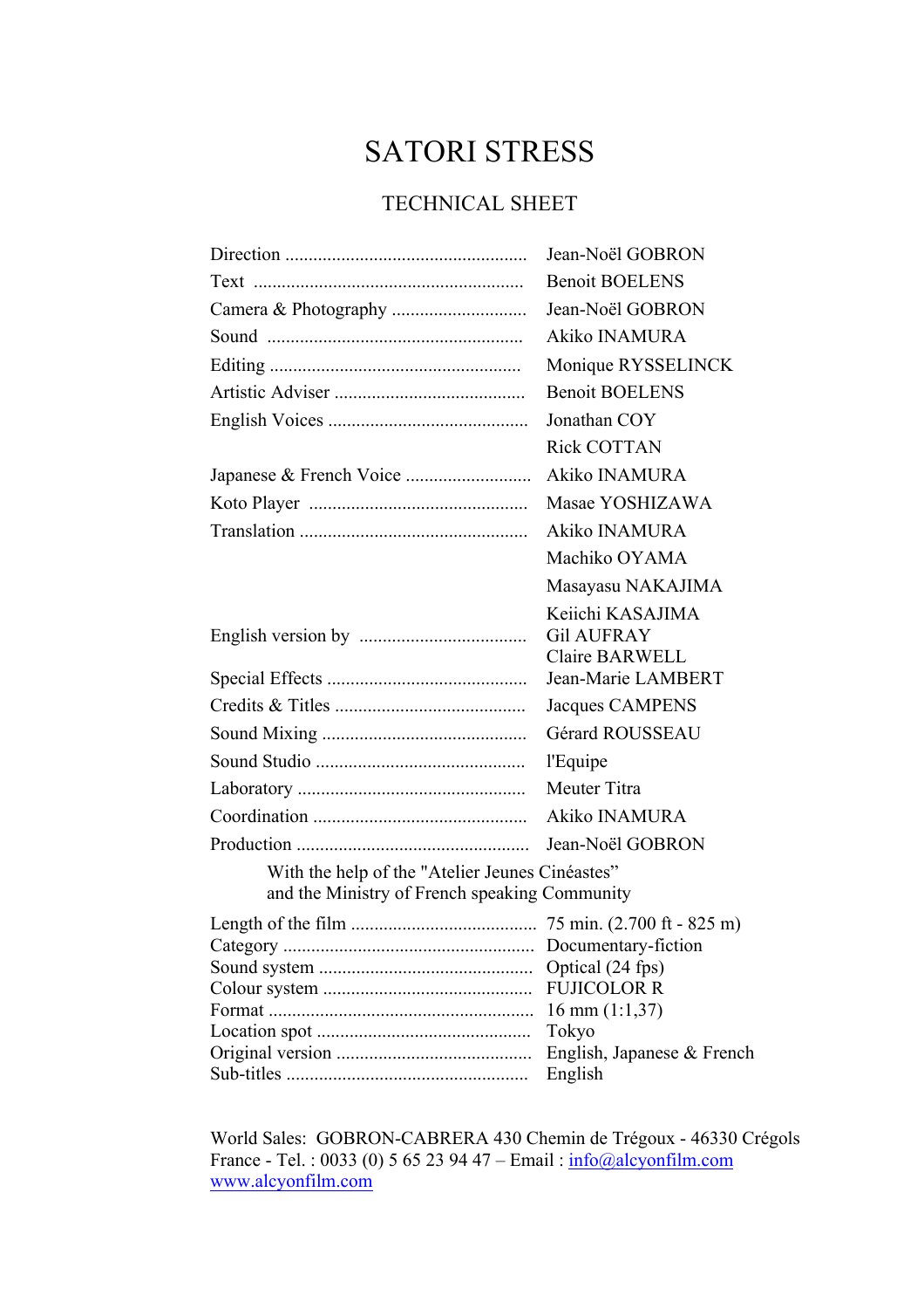# SATORI STRESS

## TECHNICAL SHEET

| | |
|---|---|
| Direction | Jean-Noël GOBRON |
| Text | Benoit BOELENS |
| Camera & Photography | Jean-Noël GOBRON |
| Sound | Akiko INAMURA |
| Editing | Monique RYSSELINCK |
| Artistic Adviser | Benoit BOELENS |
| English Voices | Jonathan COY<br>Rick COTTAN |
| Japanese & French Voice | Akiko INAMURA |
| Koto Player | Masae YOSHIZAWA |
| Translation | Akiko INAMURA<br>Machiko OYAMA<br>Masayasu NAKAJIMA<br>Keiichi KASAJIMA |
| English version by | Gil AUFRAY<br>Claire BARWELL |
| Special Effects | Jean-Marie LAMBERT |
| Credits & Titles | Jacques CAMPENS |
| Sound Mixing | Gérard ROUSSEAU |
| Sound Studio | l'Equipe |
| Laboratory | Meuter Titra |
| Coordination | Akiko INAMURA |
| Production | Jean-Noël GOBRON |

With the help of the "Atelier Jeunes Cinéastes"
and the Ministry of French speaking Community

| | |
|---|---|
| Length of the film | 75 min. (2.700 ft - 825 m) |
| Category | Documentary-fiction |
| Sound system | Optical (24 fps) |
| Colour system | FUJICOLOR R |
| Format | 16 mm (1:1,37) |
| Location spot | Tokyo |
| Original version | English, Japanese & French |
| Sub-titles | English |

World Sales: GOBRON-CABRERA 430 Chemin de Trégoux - 46330 Crégols France - Tel. : 0033 (0) 5 65 23 94 47 – Email : info@alcyonfilm.com
www.alcyonfilm.com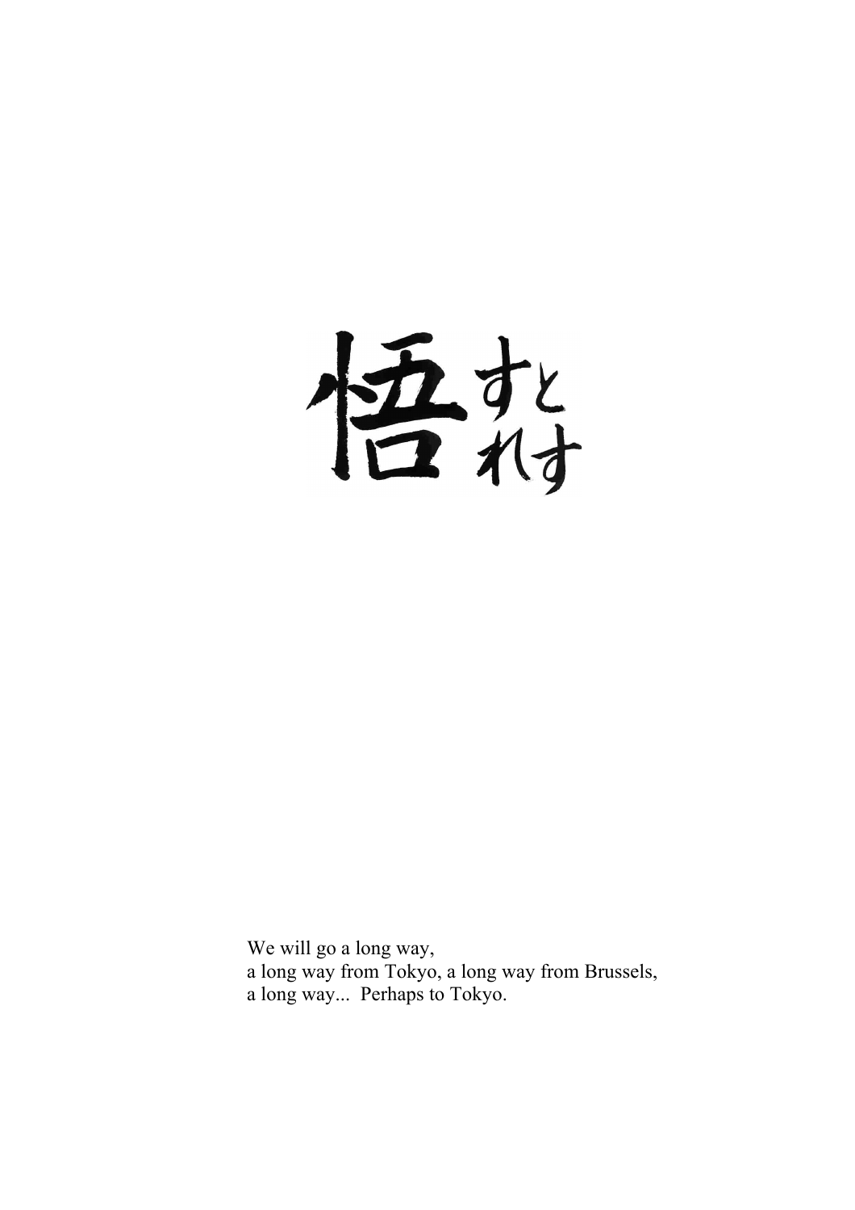悟すと
れす

We will go a long way,
a long way from Tokyo, a long way from Brussels,
a long way... Perhaps to Tokyo.